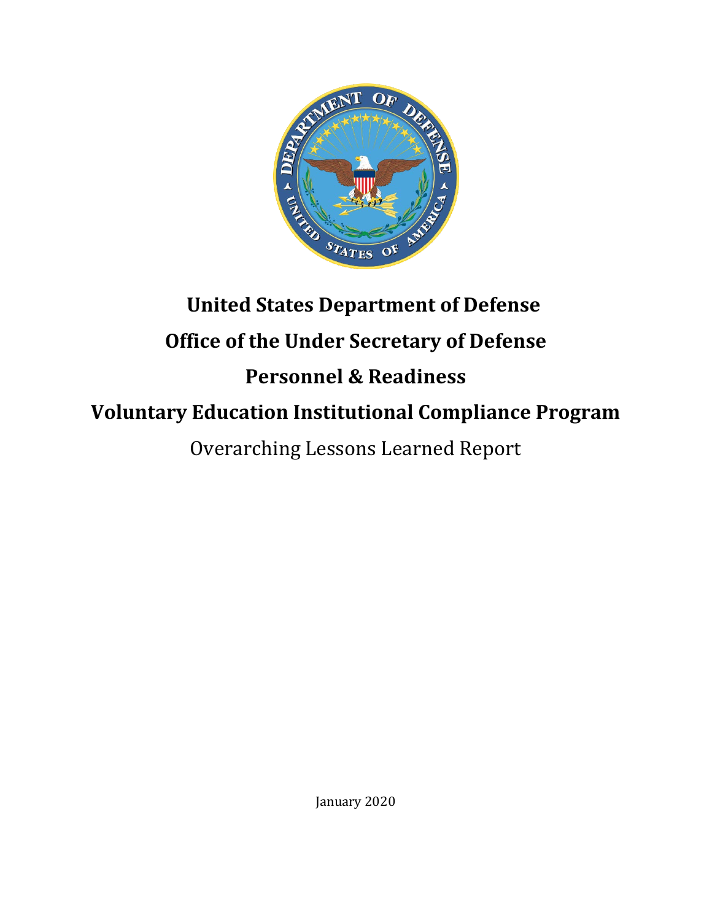# United States Department of Defense

# Office of the Under Secretary of Defense

# Personnel & Readiness

# Voluntary Education Institutional Compliance Program

Overarching Lessons Learned Report

January 2020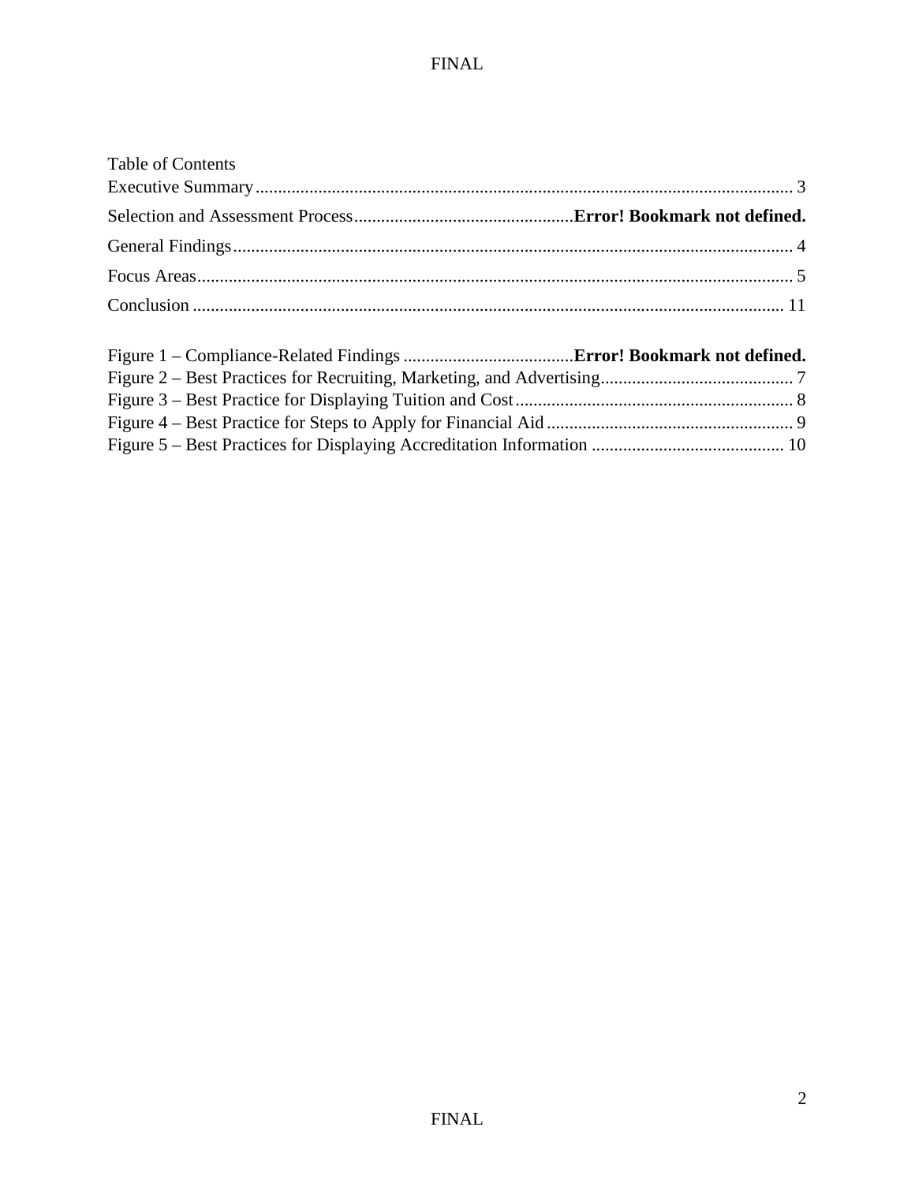Table of Contents

Executive Summary ........................................................................................................................ 3

Selection and Assessment Process ................................................**Error! Bookmark not defined.**

General Findings ............................................................................................................................ 4

Focus Areas .................................................................................................................................... 5

Conclusion .................................................................................................................................... 11

Figure 1 – Compliance-Related Findings ......................................**Error! Bookmark not defined.**

Figure 2 – Best Practices for Recruiting, Marketing, and Advertising ........................................... 7

Figure 3 – Best Practice for Displaying Tuition and Cost .............................................................. 8

Figure 4 – Best Practice for Steps to Apply for Financial Aid ....................................................... 9

Figure 5 – Best Practices for Displaying Accreditation Information ........................................... 10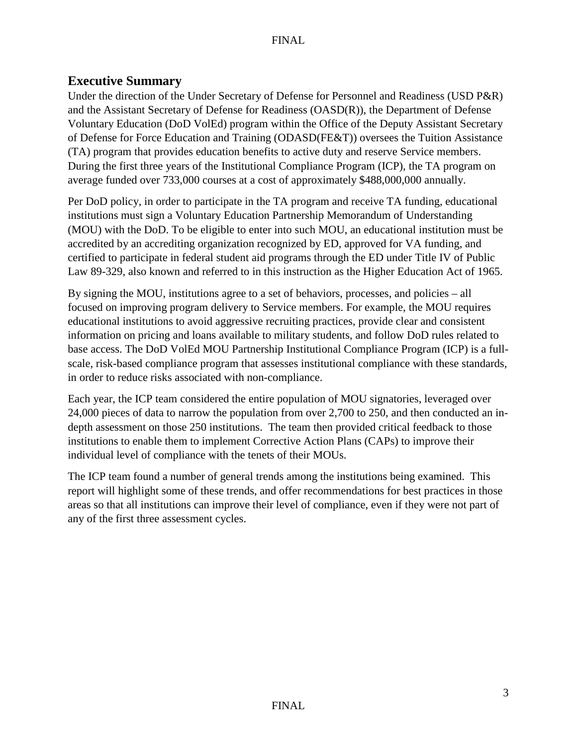## Executive Summary

Under the direction of the Under Secretary of Defense for Personnel and Readiness (USD P&R) and the Assistant Secretary of Defense for Readiness (OASD(R)), the Department of Defense Voluntary Education (DoD VolEd) program within the Office of the Deputy Assistant Secretary of Defense for Force Education and Training (ODASD(FE&T)) oversees the Tuition Assistance (TA) program that provides education benefits to active duty and reserve Service members. During the first three years of the Institutional Compliance Program (ICP), the TA program on average funded over 733,000 courses at a cost of approximately $488,000,000 annually.

Per DoD policy, in order to participate in the TA program and receive TA funding, educational institutions must sign a Voluntary Education Partnership Memorandum of Understanding (MOU) with the DoD. To be eligible to enter into such MOU, an educational institution must be accredited by an accrediting organization recognized by ED, approved for VA funding, and certified to participate in federal student aid programs through the ED under Title IV of Public Law 89-329, also known and referred to in this instruction as the Higher Education Act of 1965.

By signing the MOU, institutions agree to a set of behaviors, processes, and policies – all focused on improving program delivery to Service members. For example, the MOU requires educational institutions to avoid aggressive recruiting practices, provide clear and consistent information on pricing and loans available to military students, and follow DoD rules related to base access. The DoD VolEd MOU Partnership Institutional Compliance Program (ICP) is a full-scale, risk-based compliance program that assesses institutional compliance with these standards, in order to reduce risks associated with non-compliance.

Each year, the ICP team considered the entire population of MOU signatories, leveraged over 24,000 pieces of data to narrow the population from over 2,700 to 250, and then conducted an in-depth assessment on those 250 institutions. The team then provided critical feedback to those institutions to enable them to implement Corrective Action Plans (CAPs) to improve their individual level of compliance with the tenets of their MOUs.

The ICP team found a number of general trends among the institutions being examined. This report will highlight some of these trends, and offer recommendations for best practices in those areas so that all institutions can improve their level of compliance, even if they were not part of any of the first three assessment cycles.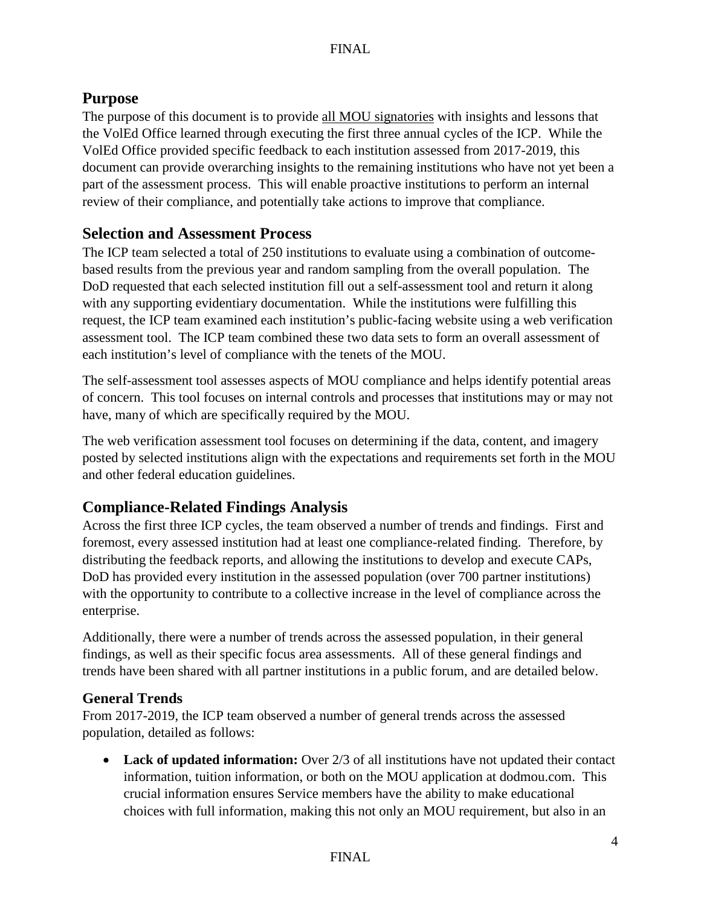## Purpose

The purpose of this document is to provide all MOU signatories with insights and lessons that the VolEd Office learned through executing the first three annual cycles of the ICP. While the VolEd Office provided specific feedback to each institution assessed from 2017-2019, this document can provide overarching insights to the remaining institutions who have not yet been a part of the assessment process. This will enable proactive institutions to perform an internal review of their compliance, and potentially take actions to improve that compliance.

## Selection and Assessment Process

The ICP team selected a total of 250 institutions to evaluate using a combination of outcome-based results from the previous year and random sampling from the overall population. The DoD requested that each selected institution fill out a self-assessment tool and return it along with any supporting evidentiary documentation. While the institutions were fulfilling this request, the ICP team examined each institution's public-facing website using a web verification assessment tool. The ICP team combined these two data sets to form an overall assessment of each institution's level of compliance with the tenets of the MOU.

The self-assessment tool assesses aspects of MOU compliance and helps identify potential areas of concern. This tool focuses on internal controls and processes that institutions may or may not have, many of which are specifically required by the MOU.

The web verification assessment tool focuses on determining if the data, content, and imagery posted by selected institutions align with the expectations and requirements set forth in the MOU and other federal education guidelines.

## Compliance-Related Findings Analysis

Across the first three ICP cycles, the team observed a number of trends and findings. First and foremost, every assessed institution had at least one compliance-related finding. Therefore, by distributing the feedback reports, and allowing the institutions to develop and execute CAPs, DoD has provided every institution in the assessed population (over 700 partner institutions) with the opportunity to contribute to a collective increase in the level of compliance across the enterprise.

Additionally, there were a number of trends across the assessed population, in their general findings, as well as their specific focus area assessments. All of these general findings and trends have been shared with all partner institutions in a public forum, and are detailed below.

### General Trends

From 2017-2019, the ICP team observed a number of general trends across the assessed population, detailed as follows:

- **Lack of updated information:** Over 2/3 of all institutions have not updated their contact information, tuition information, or both on the MOU application at dodmou.com. This crucial information ensures Service members have the ability to make educational choices with full information, making this not only an MOU requirement, but also in an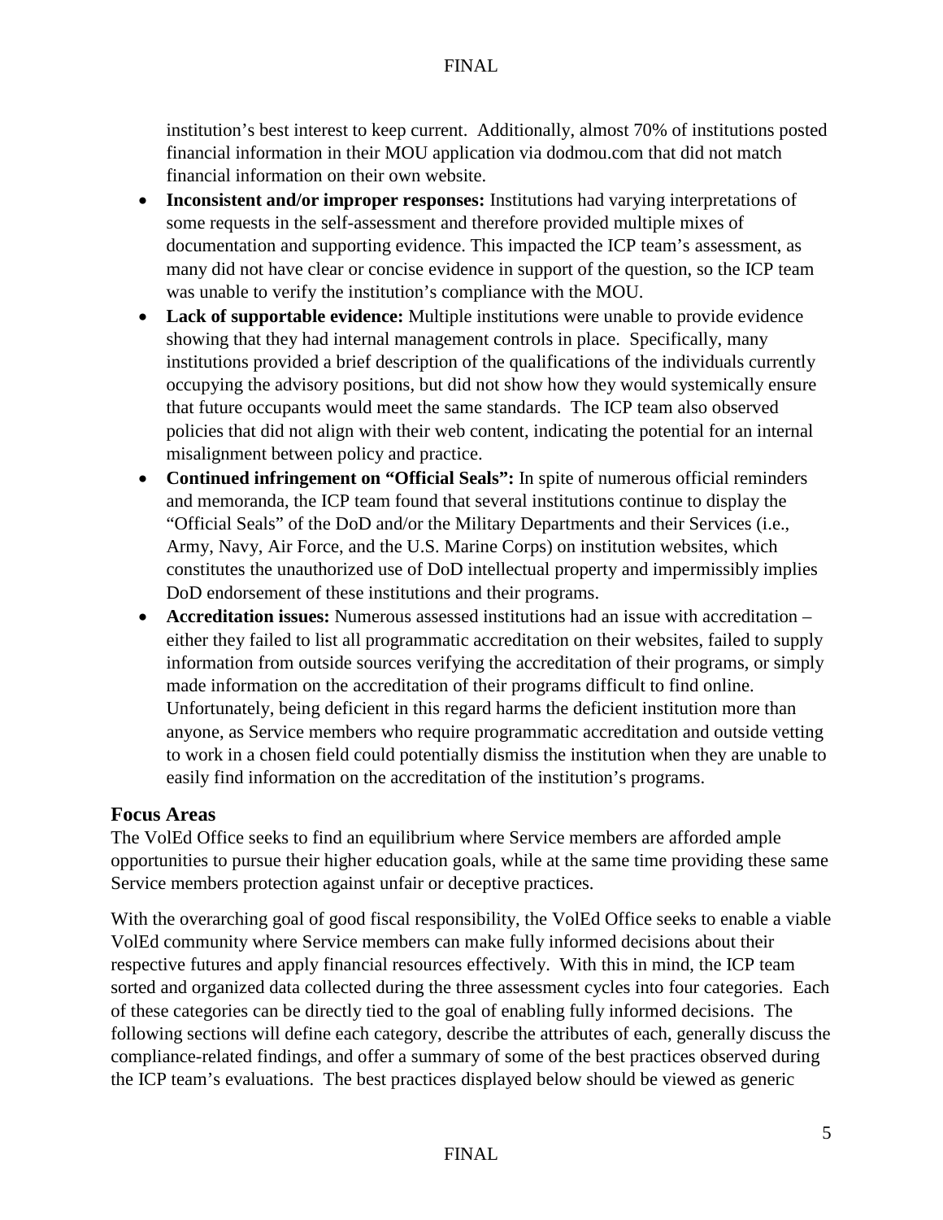institution's best interest to keep current. Additionally, almost 70% of institutions posted financial information in their MOU application via dodmou.com that did not match financial information on their own website.

- **Inconsistent and/or improper responses:** Institutions had varying interpretations of some requests in the self-assessment and therefore provided multiple mixes of documentation and supporting evidence. This impacted the ICP team's assessment, as many did not have clear or concise evidence in support of the question, so the ICP team was unable to verify the institution's compliance with the MOU.
- **Lack of supportable evidence:** Multiple institutions were unable to provide evidence showing that they had internal management controls in place. Specifically, many institutions provided a brief description of the qualifications of the individuals currently occupying the advisory positions, but did not show how they would systemically ensure that future occupants would meet the same standards. The ICP team also observed policies that did not align with their web content, indicating the potential for an internal misalignment between policy and practice.
- **Continued infringement on "Official Seals":** In spite of numerous official reminders and memoranda, the ICP team found that several institutions continue to display the "Official Seals" of the DoD and/or the Military Departments and their Services (i.e., Army, Navy, Air Force, and the U.S. Marine Corps) on institution websites, which constitutes the unauthorized use of DoD intellectual property and impermissibly implies DoD endorsement of these institutions and their programs.
- **Accreditation issues:** Numerous assessed institutions had an issue with accreditation – either they failed to list all programmatic accreditation on their websites, failed to supply information from outside sources verifying the accreditation of their programs, or simply made information on the accreditation of their programs difficult to find online. Unfortunately, being deficient in this regard harms the deficient institution more than anyone, as Service members who require programmatic accreditation and outside vetting to work in a chosen field could potentially dismiss the institution when they are unable to easily find information on the accreditation of the institution's programs.

## Focus Areas

The VolEd Office seeks to find an equilibrium where Service members are afforded ample opportunities to pursue their higher education goals, while at the same time providing these same Service members protection against unfair or deceptive practices.

With the overarching goal of good fiscal responsibility, the VolEd Office seeks to enable a viable VolEd community where Service members can make fully informed decisions about their respective futures and apply financial resources effectively. With this in mind, the ICP team sorted and organized data collected during the three assessment cycles into four categories. Each of these categories can be directly tied to the goal of enabling fully informed decisions. The following sections will define each category, describe the attributes of each, generally discuss the compliance-related findings, and offer a summary of some of the best practices observed during the ICP team's evaluations. The best practices displayed below should be viewed as generic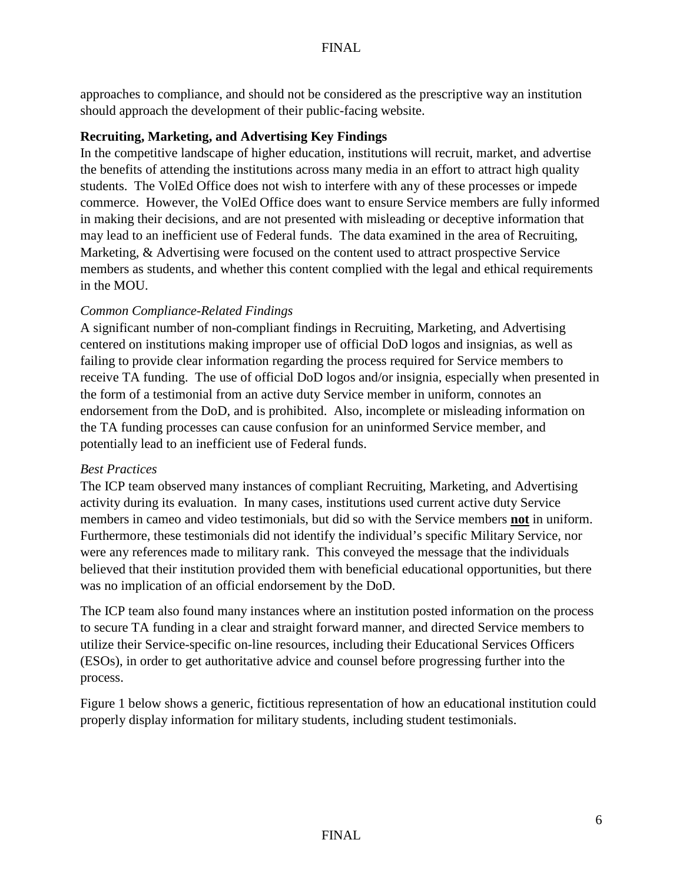approaches to compliance, and should not be considered as the prescriptive way an institution should approach the development of their public-facing website.

**Recruiting, Marketing, and Advertising Key Findings**

In the competitive landscape of higher education, institutions will recruit, market, and advertise the benefits of attending the institutions across many media in an effort to attract high quality students. The VolEd Office does not wish to interfere with any of these processes or impede commerce. However, the VolEd Office does want to ensure Service members are fully informed in making their decisions, and are not presented with misleading or deceptive information that may lead to an inefficient use of Federal funds. The data examined in the area of Recruiting, Marketing, & Advertising were focused on the content used to attract prospective Service members as students, and whether this content complied with the legal and ethical requirements in the MOU.

*Common Compliance-Related Findings*

A significant number of non-compliant findings in Recruiting, Marketing, and Advertising centered on institutions making improper use of official DoD logos and insignias, as well as failing to provide clear information regarding the process required for Service members to receive TA funding. The use of official DoD logos and/or insignia, especially when presented in the form of a testimonial from an active duty Service member in uniform, connotes an endorsement from the DoD, and is prohibited. Also, incomplete or misleading information on the TA funding processes can cause confusion for an uninformed Service member, and potentially lead to an inefficient use of Federal funds.

*Best Practices*

The ICP team observed many instances of compliant Recruiting, Marketing, and Advertising activity during its evaluation. In many cases, institutions used current active duty Service members in cameo and video testimonials, but did so with the Service members **not** in uniform. Furthermore, these testimonials did not identify the individual's specific Military Service, nor were any references made to military rank. This conveyed the message that the individuals believed that their institution provided them with beneficial educational opportunities, but there was no implication of an official endorsement by the DoD.

The ICP team also found many instances where an institution posted information on the process to secure TA funding in a clear and straight forward manner, and directed Service members to utilize their Service-specific on-line resources, including their Educational Services Officers (ESOs), in order to get authoritative advice and counsel before progressing further into the process.

Figure 1 below shows a generic, fictitious representation of how an educational institution could properly display information for military students, including student testimonials.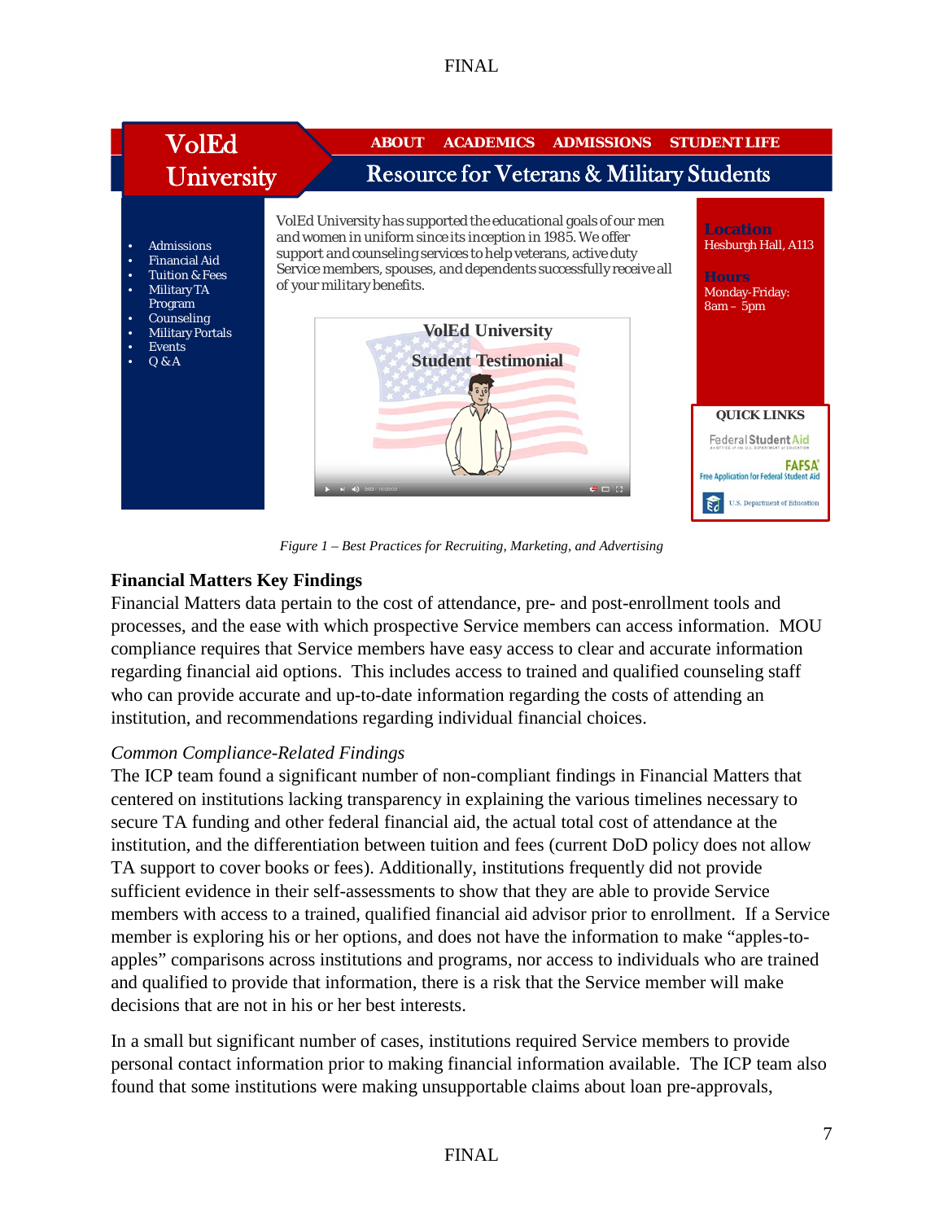*Figure 1 – Best Practices for Recruiting, Marketing, and Advertising*

## Financial Matters Key Findings

Financial Matters data pertain to the cost of attendance, pre- and post-enrollment tools and processes, and the ease with which prospective Service members can access information. MOU compliance requires that Service members have easy access to clear and accurate information regarding financial aid options. This includes access to trained and qualified counseling staff who can provide accurate and up-to-date information regarding the costs of attending an institution, and recommendations regarding individual financial choices.

### *Common Compliance-Related Findings*

The ICP team found a significant number of non-compliant findings in Financial Matters that centered on institutions lacking transparency in explaining the various timelines necessary to secure TA funding and other federal financial aid, the actual total cost of attendance at the institution, and the differentiation between tuition and fees (current DoD policy does not allow TA support to cover books or fees). Additionally, institutions frequently did not provide sufficient evidence in their self-assessments to show that they are able to provide Service members with access to a trained, qualified financial aid advisor prior to enrollment. If a Service member is exploring his or her options, and does not have the information to make "apples-to-apples" comparisons across institutions and programs, nor access to individuals who are trained and qualified to provide that information, there is a risk that the Service member will make decisions that are not in his or her best interests.

In a small but significant number of cases, institutions required Service members to provide personal contact information prior to making financial information available. The ICP team also found that some institutions were making unsupportable claims about loan pre-approvals,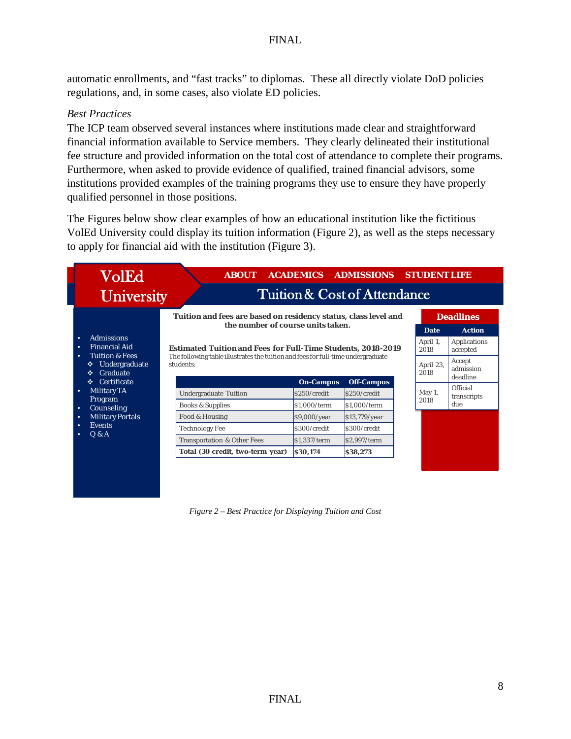automatic enrollments, and "fast tracks" to diplomas. These all directly violate DoD policies regulations, and, in some cases, also violate ED policies.

*Best Practices*

The ICP team observed several instances where institutions made clear and straightforward financial information available to Service members. They clearly delineated their institutional fee structure and provided information on the total cost of attendance to complete their programs. Furthermore, when asked to provide evidence of qualified, trained financial advisors, some institutions provided examples of the training programs they use to ensure they have properly qualified personnel in those positions.

The Figures below show clear examples of how an educational institution like the fictitious VolEd University could display its tuition information (Figure 2), as well as the steps necessary to apply for financial aid with the institution (Figure 3).

**VolEd University**

**ABOUT** **ACADEMICS** **ADMISSIONS** **STUDENT LIFE**

## Tuition & Cost of Attendance

- Admissions
- Financial Aid
- Tuition & Fees
  - Undergraduate
  - Graduate
  - Certificate
- Military TA Program
- Counseling
- Military Portals
- Events
- Q & A

**Tuition and fees are based on residency status, class level and the number of course units taken.**

**Estimated Tuition and Fees for Full-Time Students, 2018-2019**

The following table illustrates the tuition and fees for full-time undergraduate students:

| | On-Campus | Off-Campus |
|---|---|---|
| Undergraduate Tuition | $250/credit | $250/credit |
| Books & Supplies | $1,000/term | $1,000/term |
| Food & Housing | $9,000/year | $13,779/year |
| Technology Fee | $300/credit | $300/credit |
| Transportation & Other Fees | $1,337/term | $2,997/term |
| **Total (30 credit, two-term year)** | **$30,174** | **$38,273** |

**Deadlines**

| Date | Action |
|---|---|
| April 1, 2018 | Applications accepted |
| April 23, 2018 | Accept admission deadline |
| May 1, 2018 | Official transcripts due |

*Figure 2 – Best Practice for Displaying Tuition and Cost*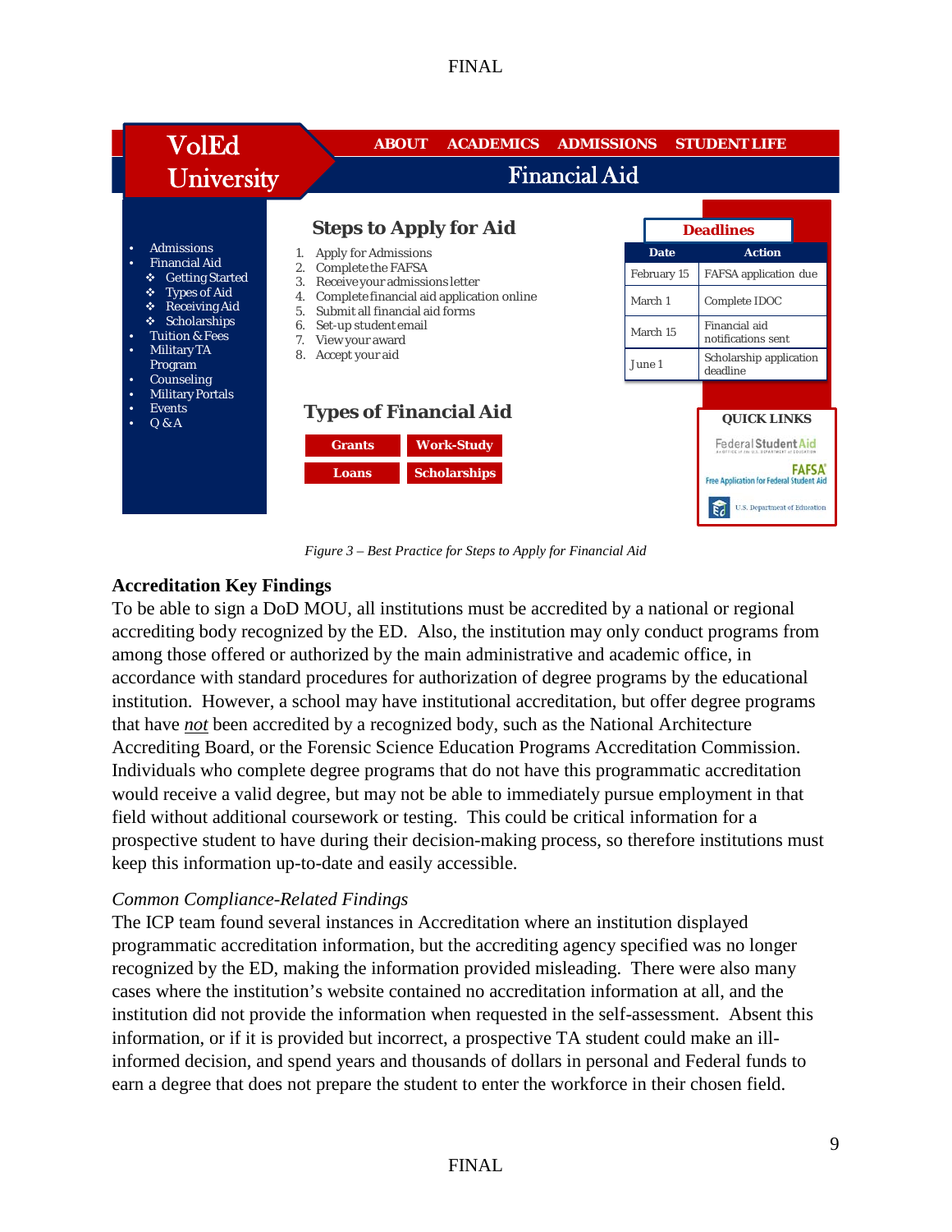VolEd University

ABOUT ACADEMICS ADMISSIONS STUDENT LIFE

Financial Aid

- Admissions
- Financial Aid
  - Getting Started
  - Types of Aid
  - Receiving Aid
  - Scholarships
- Tuition & Fees
- Military TA Program
- Counseling
- Military Portals
- Events
- Q & A

**Steps to Apply for Aid**

1. Apply for Admissions
2. Complete the FAFSA
3. Receive your admissions letter
4. Complete financial aid application online
5. Submit all financial aid forms
6. Set-up student email
7. View your award
8. Accept your aid

**Deadlines**

| Date | Action |
|---|---|
| February 15 | FAFSA application due |
| March 1 | Complete IDOC |
| March 15 | Financial aid notifications sent |
| June 1 | Scholarship application deadline |

**Types of Financial Aid**

Grants | Work-Study | Loans | Scholarships

**QUICK LINKS**

Federal Student Aid

FAFSA Free Application for Federal Student Aid

U.S. Department of Education

*Figure 3 – Best Practice for Steps to Apply for Financial Aid*

**Accreditation Key Findings**

To be able to sign a DoD MOU, all institutions must be accredited by a national or regional accrediting body recognized by the ED. Also, the institution may only conduct programs from among those offered or authorized by the main administrative and academic office, in accordance with standard procedures for authorization of degree programs by the educational institution. However, a school may have institutional accreditation, but offer degree programs that have *not* been accredited by a recognized body, such as the National Architecture Accrediting Board, or the Forensic Science Education Programs Accrediting Commission. Individuals who complete degree programs that do not have this programmatic accreditation would receive a valid degree, but may not be able to immediately pursue employment in that field without additional coursework or testing. This could be critical information for a prospective student to have during their decision-making process, so therefore institutions must keep this information up-to-date and easily accessible.

*Common Compliance-Related Findings*

The ICP team found several instances in Accreditation where an institution displayed programmatic accreditation information, but the accrediting agency specified was no longer recognized by the ED, making the information provided misleading. There were also many cases where the institution's website contained no accreditation information at all, and the institution did not provide the information when requested in the self-assessment. Absent this information, or if it is provided but incorrect, a prospective TA student could make an ill-informed decision, and spend years and thousands of dollars in personal and Federal funds to earn a degree that does not prepare the student to enter the workforce in their chosen field.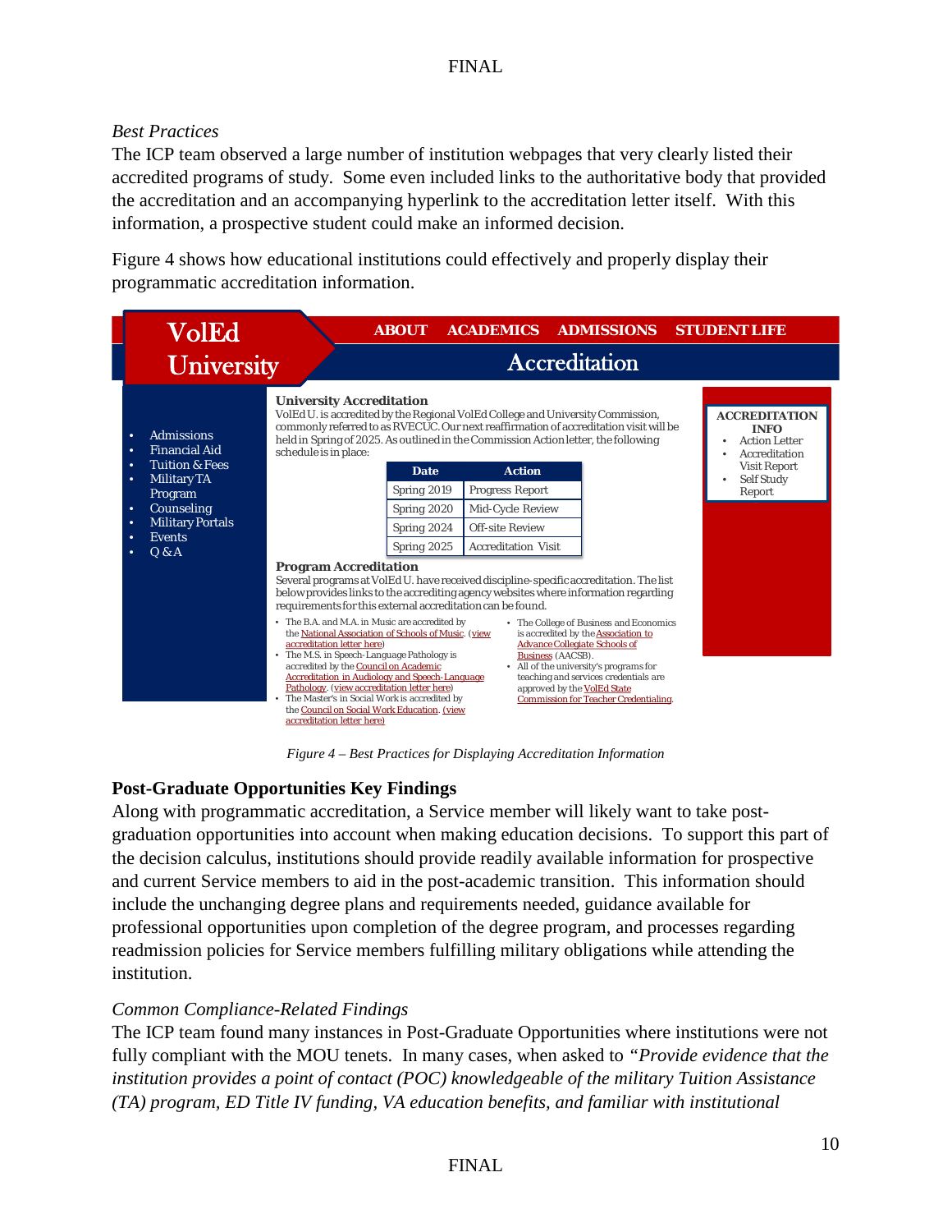*Best Practices*

The ICP team observed a large number of institution webpages that very clearly listed their accredited programs of study. Some even included links to the authoritative body that provided the accreditation and an accompanying hyperlink to the accreditation letter itself. With this information, a prospective student could make an informed decision.

Figure 4 shows how educational institutions could effectively and properly display their programmatic accreditation information.

VolEd University

ABOUT ACADEMICS ADMISSIONS STUDENT LIFE

Accreditation

- Admissions
- Financial Aid
- Tuition & Fees
- Military TA Program
- Counseling
- Military Portals
- Events
- Q & A

**University Accreditation**

VolEd U. is accredited by the Regional VolEd College and University Commission, commonly referred to as RVECUC. Our next reaffirmation of accreditation visit will be held in Spring of 2025. As outlined in the Commission Action letter, the following schedule is in place:

| Date | Action |
| --- | --- |
| Spring 2019 | Progress Report |
| Spring 2020 | Mid-Cycle Review |
| Spring 2024 | Off-site Review |
| Spring 2025 | Accreditation Visit |

**Program Accreditation**

Several programs at VolEd U. have received discipline-specific accreditation. The list below provides links to the accrediting agency websites where information regarding requirements for this external accreditation can be found.

- The B.A. and M.A. in Music are accredited by the National Association of Schools of Music. (view accreditation letter here)
- The M.S. in Speech-Language Pathology is accredited by the Council on Academic Accreditation in Audiology and Speech-Language Pathology. (view accreditation letter here)
- The Master's in Social Work is accredited by the Council on Social Work Education. (view accreditation letter here)
- The College of Business and Economics is accredited by the Association to Advance Collegiate Schools of Business (AACSB).
- All of the university's programs for teaching and services credentials are approved by the VolEd State Commission for Teacher Credentialing.

**ACCREDITATION INFO**

- Action Letter
- Accreditation Visit Report
- Self Study Report

*Figure 4 – Best Practices for Displaying Accreditation Information*

## Post-Graduate Opportunities Key Findings

Along with programmatic accreditation, a Service member will likely want to take post-graduation opportunities into account when making education decisions. To support this part of the decision calculus, institutions should provide readily available information for prospective and current Service members to aid in the post-academic transition. This information should include the unchanging degree plans and requirements needed, guidance available for professional opportunities upon completion of the degree program, and processes regarding readmission policies for Service members fulfilling military obligations while attending the institution.

*Common Compliance-Related Findings*

The ICP team found many instances in Post-Graduate Opportunities where institutions were not fully compliant with the MOU tenets. In many cases, when asked to *"Provide evidence that the institution provides a point of contact (POC) knowledgeable of the military Tuition Assistance (TA) program, ED Title IV funding, VA education benefits, and familiar with institutional*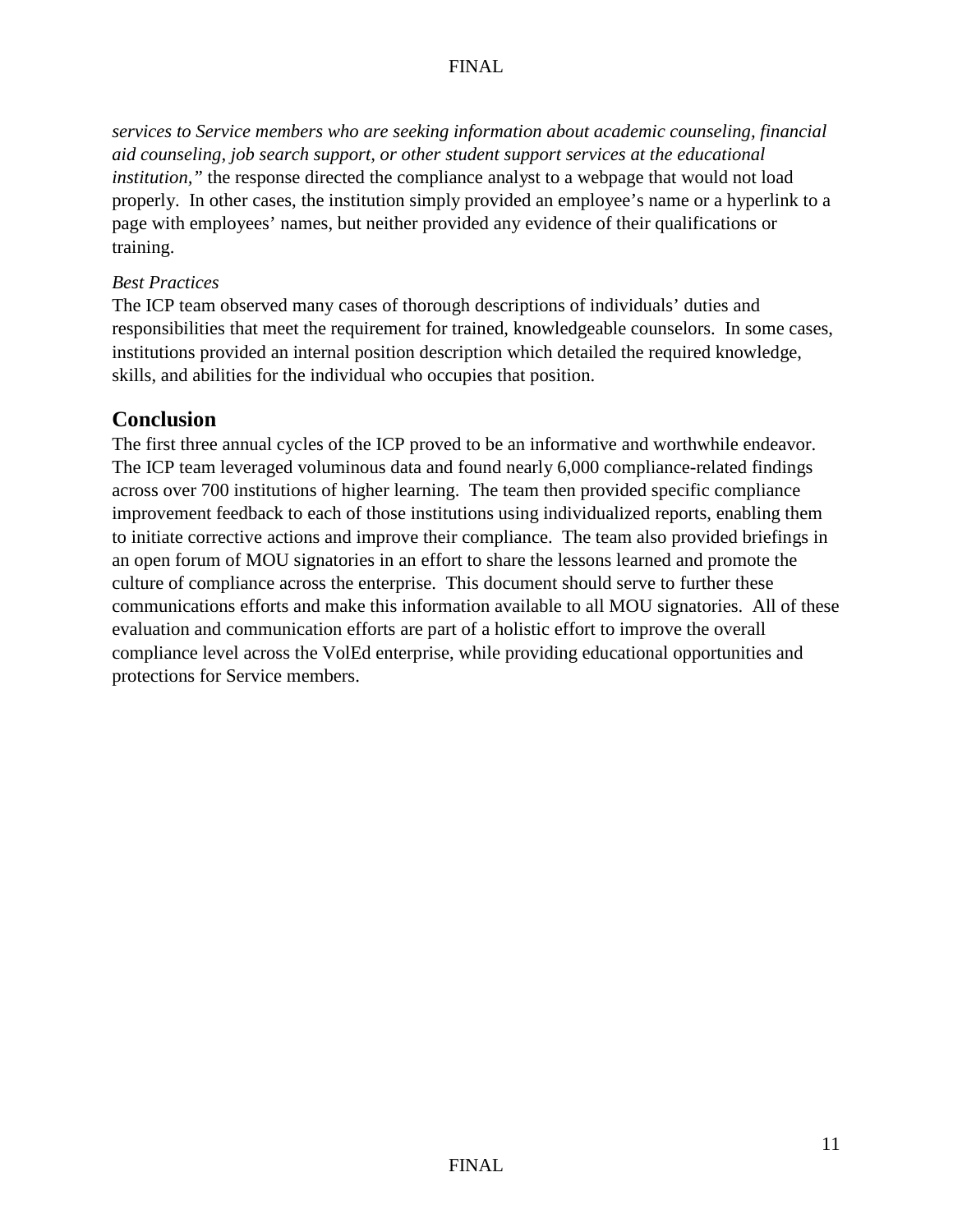*services to Service members who are seeking information about academic counseling, financial aid counseling, job search support, or other student support services at the educational institution,"* the response directed the compliance analyst to a webpage that would not load properly. In other cases, the institution simply provided an employee's name or a hyperlink to a page with employees' names, but neither provided any evidence of their qualifications or training.

*Best Practices*

The ICP team observed many cases of thorough descriptions of individuals' duties and responsibilities that meet the requirement for trained, knowledgeable counselors. In some cases, institutions provided an internal position description which detailed the required knowledge, skills, and abilities for the individual who occupies that position.

## Conclusion

The first three annual cycles of the ICP proved to be an informative and worthwhile endeavor. The ICP team leveraged voluminous data and found nearly 6,000 compliance-related findings across over 700 institutions of higher learning. The team then provided specific compliance improvement feedback to each of those institutions using individualized reports, enabling them to initiate corrective actions and improve their compliance. The team also provided briefings in an open forum of MOU signatories in an effort to share the lessons learned and promote the culture of compliance across the enterprise. This document should serve to further these communications efforts and make this information available to all MOU signatories. All of these evaluation and communication efforts are part of a holistic effort to improve the overall compliance level across the VolEd enterprise, while providing educational opportunities and protections for Service members.